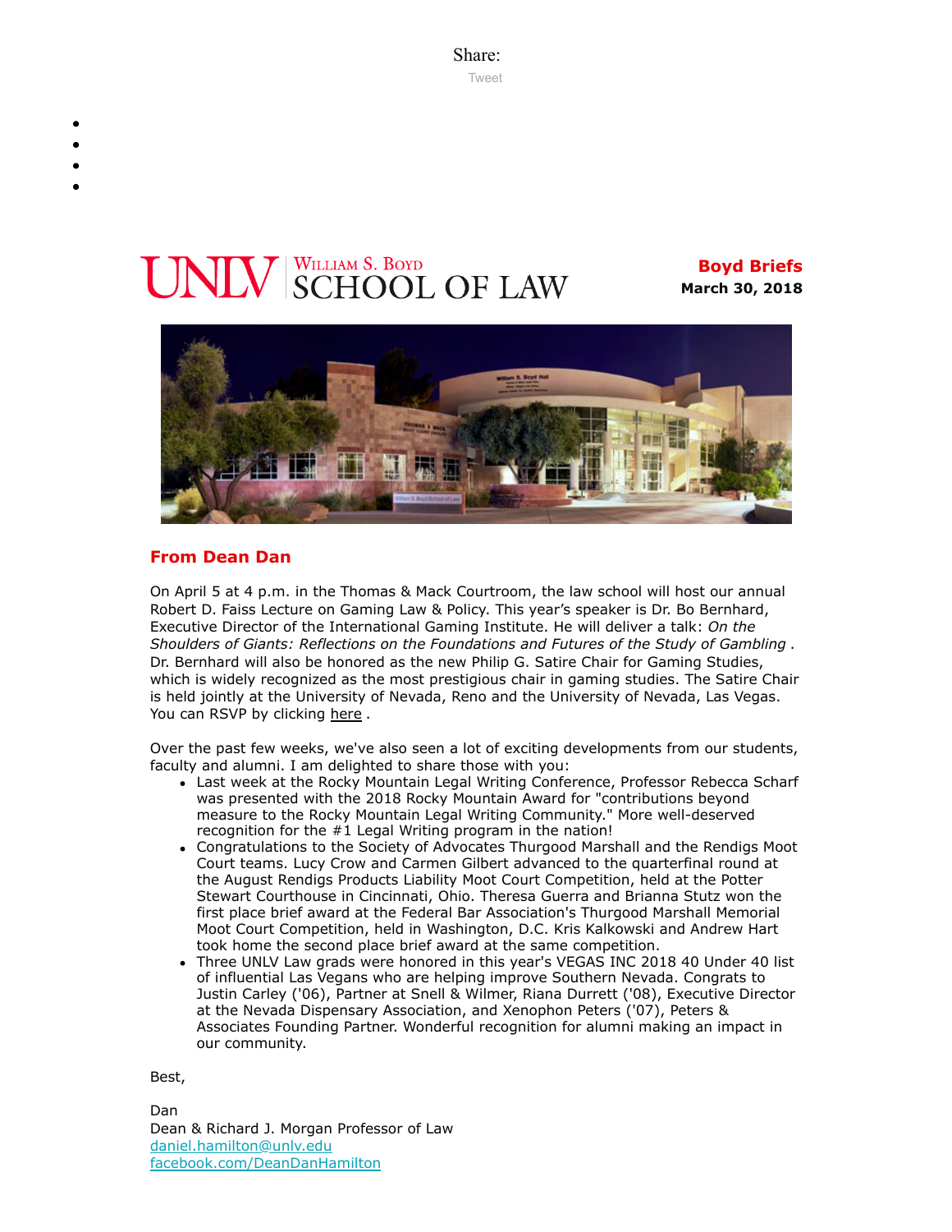Share:

Tweet

**UNLV William S. Boyd SCHOOL OF LAW**

**Boyd Briefs**
**March 30, 2018**

## From Dean Dan

On April 5 at 4 p.m. in the Thomas & Mack Courtroom, the law school will host our annual Robert D. Faiss Lecture on Gaming Law & Policy. This year's speaker is Dr. Bo Bernhard, Executive Director of the International Gaming Institute. He will deliver a talk: *On the Shoulders of Giants: Reflections on the Foundations and Futures of the Study of Gambling* . Dr. Bernhard will also be honored as the new Philip G. Satire Chair for Gaming Studies, which is widely recognized as the most prestigious chair in gaming studies. The Satire Chair is held jointly at the University of Nevada, Reno and the University of Nevada, Las Vegas. You can RSVP by clicking here .

Over the past few weeks, we've also seen a lot of exciting developments from our students, faculty and alumni. I am delighted to share those with you:

- Last week at the Rocky Mountain Legal Writing Conference, Professor Rebecca Scharf was presented with the 2018 Rocky Mountain Award for "contributions beyond measure to the Rocky Mountain Legal Writing Community." More well-deserved recognition for the #1 Legal Writing program in the nation!
- Congratulations to the Society of Advocates Thurgood Marshall and the Rendigs Moot Court teams. Lucy Crow and Carmen Gilbert advanced to the quarterfinal round at the August Rendigs Products Liability Moot Court Competition, held at the Potter Stewart Courthouse in Cincinnati, Ohio. Theresa Guerra and Brianna Stutz won the first place brief award at the Federal Bar Association's Thurgood Marshall Memorial Moot Court Competition, held in Washington, D.C. Kris Kalkowski and Andrew Hart took home the second place brief award at the same competition.
- Three UNLV Law grads were honored in this year's VEGAS INC 2018 40 Under 40 list of influential Las Vegans who are helping improve Southern Nevada. Congrats to Justin Carley ('06), Partner at Snell & Wilmer, Riana Durrett ('08), Executive Director at the Nevada Dispensary Association, and Xenophon Peters ('07), Peters & Associates Founding Partner. Wonderful recognition for alumni making an impact in our community.

Best,

Dan
Dean & Richard J. Morgan Professor of Law
daniel.hamilton@unlv.edu
facebook.com/DeanDanHamilton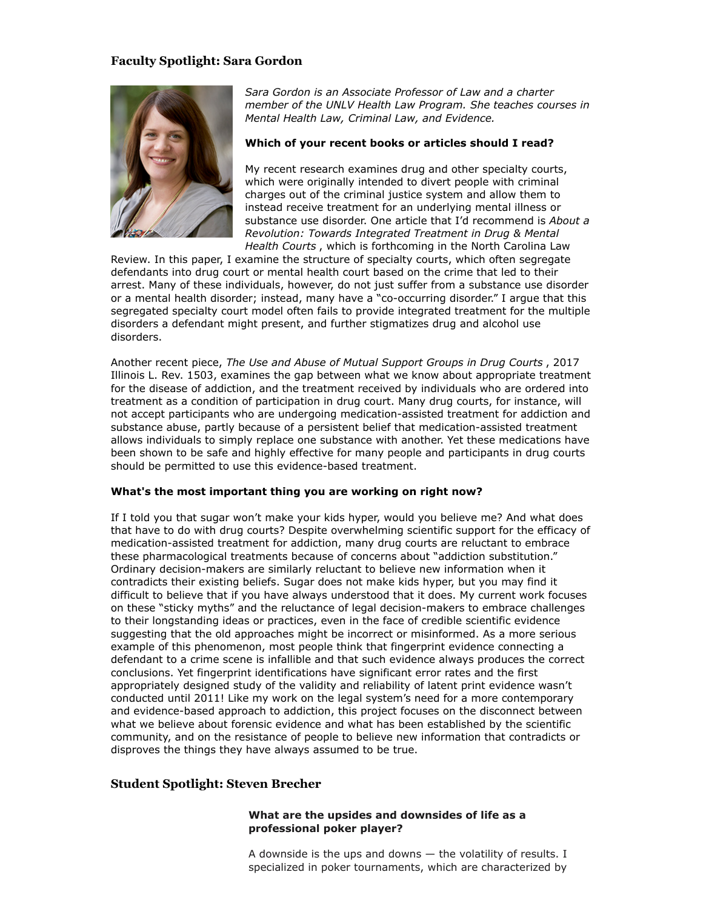## Faculty Spotlight: Sara Gordon

*Sara Gordon is an Associate Professor of Law and a charter member of the UNLV Health Law Program. She teaches courses in Mental Health Law, Criminal Law, and Evidence.*

**Which of your recent books or articles should I read?**

My recent research examines drug and other specialty courts, which were originally intended to divert people with criminal charges out of the criminal justice system and allow them to instead receive treatment for an underlying mental illness or substance use disorder. One article that I'd recommend is *About a Revolution: Towards Integrated Treatment in Drug & Mental Health Courts* , which is forthcoming in the North Carolina Law Review. In this paper, I examine the structure of specialty courts, which often segregate defendants into drug court or mental health court based on the crime that led to their arrest. Many of these individuals, however, do not just suffer from a substance use disorder or a mental health disorder; instead, many have a "co-occurring disorder." I argue that this segregated specialty court model often fails to provide integrated treatment for the multiple disorders a defendant might present, and further stigmatizes drug and alcohol use disorders.

Another recent piece, *The Use and Abuse of Mutual Support Groups in Drug Courts* , 2017 Illinois L. Rev. 1503, examines the gap between what we know about appropriate treatment for the disease of addiction, and the treatment received by individuals who are ordered into treatment as a condition of participation in drug court. Many drug courts, for instance, will not accept participants who are undergoing medication-assisted treatment for addiction and substance abuse, partly because of a persistent belief that medication-assisted treatment allows individuals to simply replace one substance with another. Yet these medications have been shown to be safe and highly effective for many people and participants in drug courts should be permitted to use this evidence-based treatment.

**What's the most important thing you are working on right now?**

If I told you that sugar won't make your kids hyper, would you believe me? And what does that have to do with drug courts? Despite overwhelming scientific support for the efficacy of medication-assisted treatment for addiction, many drug courts are reluctant to embrace these pharmacological treatments because of concerns about "addiction substitution." Ordinary decision-makers are similarly reluctant to believe new information when it contradicts their existing beliefs. Sugar does not make kids hyper, but you may find it difficult to believe that if you have always understood that it does. My current work focuses on these "sticky myths" and the reluctance of legal decision-makers to embrace challenges to their longstanding ideas or practices, even in the face of credible scientific evidence suggesting that the old approaches might be incorrect or misinformed. As a more serious example of this phenomenon, most people think that fingerprint evidence connecting a defendant to a crime scene is infallible and that such evidence always produces the correct conclusions. Yet fingerprint identifications have significant error rates and the first appropriately designed study of the validity and reliability of latent print evidence wasn't conducted until 2011! Like my work on the legal system's need for a more contemporary and evidence-based approach to addiction, this project focuses on the disconnect between what we believe about forensic evidence and what has been established by the scientific community, and on the resistance of people to believe new information that contradicts or disproves the things they have always assumed to be true.

## Student Spotlight: Steven Brecher

**What are the upsides and downsides of life as a professional poker player?**

A downside is the ups and downs — the volatility of results. I specialized in poker tournaments, which are characterized by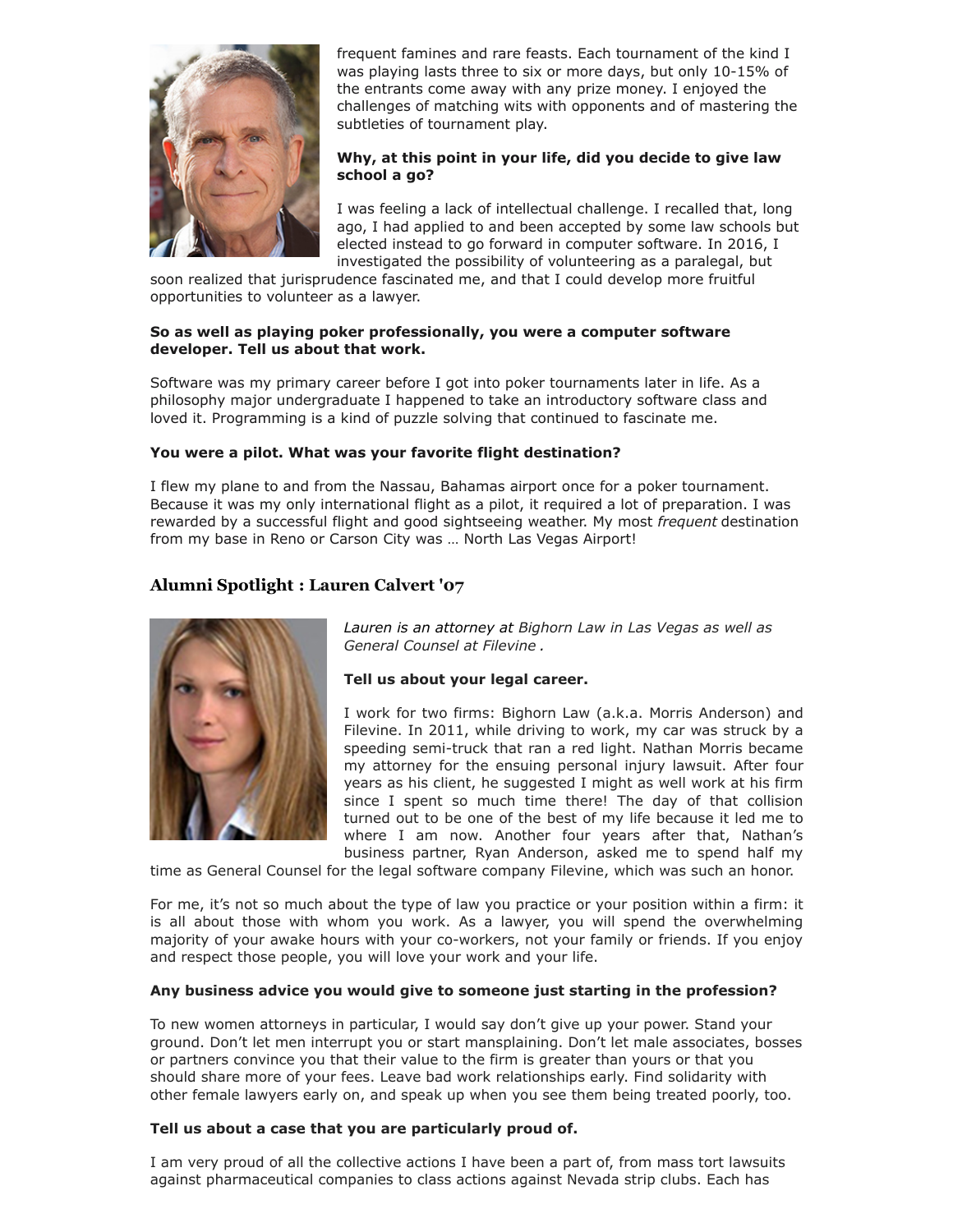frequent famines and rare feasts. Each tournament of the kind I was playing lasts three to six or more days, but only 10-15% of the entrants come away with any prize money. I enjoyed the challenges of matching wits with opponents and of mastering the subtleties of tournament play.

**Why, at this point in your life, did you decide to give law school a go?**

I was feeling a lack of intellectual challenge. I recalled that, long ago, I had applied to and been accepted by some law schools but elected instead to go forward in computer software. In 2016, I investigated the possibility of volunteering as a paralegal, but soon realized that jurisprudence fascinated me, and that I could develop more fruitful opportunities to volunteer as a lawyer.

**So as well as playing poker professionally, you were a computer software developer. Tell us about that work.**

Software was my primary career before I got into poker tournaments later in life. As a philosophy major undergraduate I happened to take an introductory software class and loved it. Programming is a kind of puzzle solving that continued to fascinate me.

**You were a pilot. What was your favorite flight destination?**

I flew my plane to and from the Nassau, Bahamas airport once for a poker tournament. Because it was my only international flight as a pilot, it required a lot of preparation. I was rewarded by a successful flight and good sightseeing weather. My most *frequent* destination from my base in Reno or Carson City was … North Las Vegas Airport!

## Alumni Spotlight : Lauren Calvert '07

*Lauren is an attorney at Bighorn Law in Las Vegas as well as General Counsel at Filevine .*

**Tell us about your legal career.**

I work for two firms: Bighorn Law (a.k.a. Morris Anderson) and Filevine. In 2011, while driving to work, my car was struck by a speeding semi-truck that ran a red light. Nathan Morris became my attorney for the ensuing personal injury lawsuit. After four years as his client, he suggested I might as well work at his firm since I spent so much time there! The day of that collision turned out to be one of the best of my life because it led me to where I am now. Another four years after that, Nathan's business partner, Ryan Anderson, asked me to spend half my time as General Counsel for the legal software company Filevine, which was such an honor.

For me, it's not so much about the type of law you practice or your position within a firm: it is all about those with whom you work. As a lawyer, you will spend the overwhelming majority of your awake hours with your co-workers, not your family or friends. If you enjoy and respect those people, you will love your work and your life.

**Any business advice you would give to someone just starting in the profession?**

To new women attorneys in particular, I would say don't give up your power. Stand your ground. Don't let men interrupt you or start mansplaining. Don't let male associates, bosses or partners convince you that their value to the firm is greater than yours or that you should share more of your fees. Leave bad work relationships early. Find solidarity with other female lawyers early on, and speak up when you see them being treated poorly, too.

**Tell us about a case that you are particularly proud of.**

I am very proud of all the collective actions I have been a part of, from mass tort lawsuits against pharmaceutical companies to class actions against Nevada strip clubs. Each has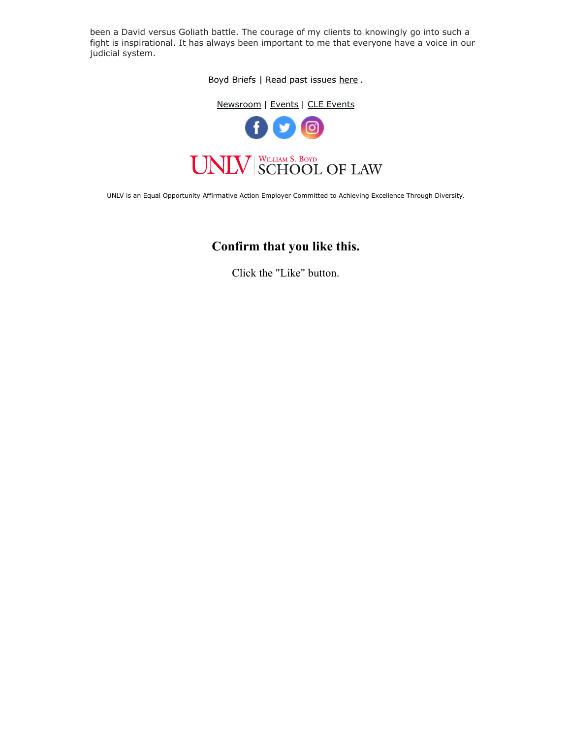been a David versus Goliath battle. The courage of my clients to knowingly go into such a fight is inspirational. It has always been important to me that everyone have a voice in our judicial system.

Boyd Briefs | Read past issues here .

Newsroom | Events | CLE Events

UNLV William S. Boyd SCHOOL OF LAW

UNLV is an Equal Opportunity Affirmative Action Employer Committed to Achieving Excellence Through Diversity.

## Confirm that you like this.

Click the "Like" button.